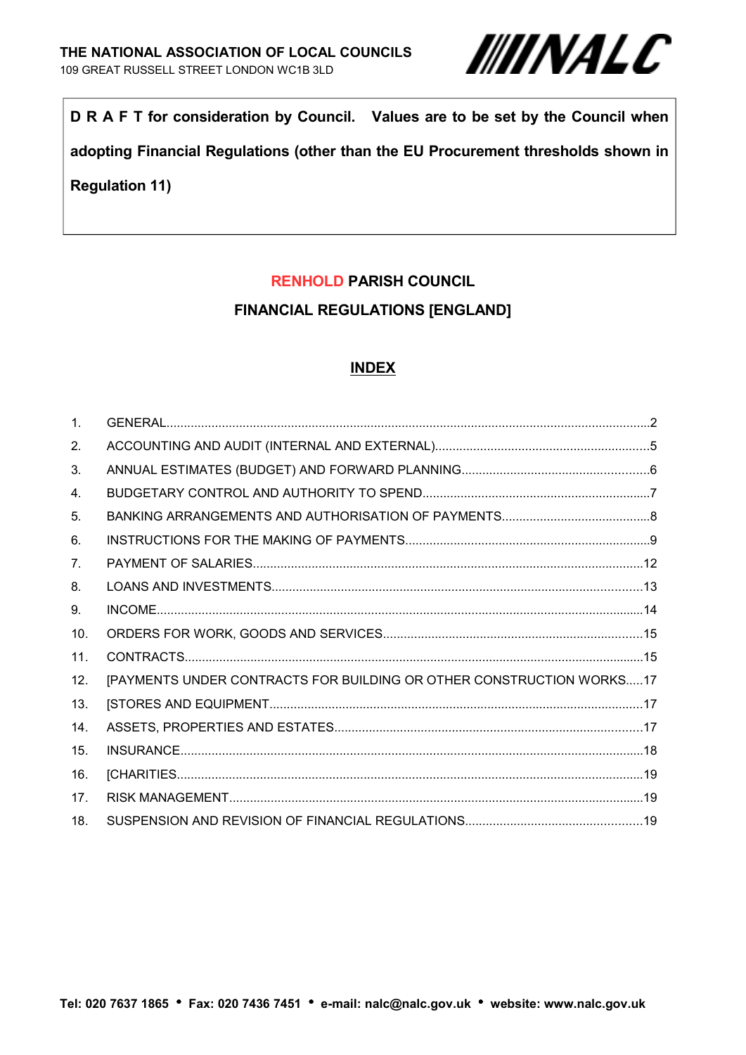**THE NATIONAL ASSOCIATION OF LOCAL COUNCILS**
109 GREAT RUSSELL STREET LONDON WC1B 3LD

**NALC**

**D R A F T for consideration by Council. Values are to be set by the Council when adopting Financial Regulations (other than the EU Procurement thresholds shown in Regulation 11)**

# RENHOLD PARISH COUNCIL

## FINANCIAL REGULATIONS [ENGLAND]

## INDEX

| | | |
|---|---|---|
| 1. | GENERAL | 2 |
| 2. | ACCOUNTING AND AUDIT (INTERNAL AND EXTERNAL) | 5 |
| 3. | ANNUAL ESTIMATES (BUDGET) AND FORWARD PLANNING | 6 |
| 4. | BUDGETARY CONTROL AND AUTHORITY TO SPEND | 7 |
| 5. | BANKING ARRANGEMENTS AND AUTHORISATION OF PAYMENTS | 8 |
| 6. | INSTRUCTIONS FOR THE MAKING OF PAYMENTS | 9 |
| 7. | PAYMENT OF SALARIES | 12 |
| 8. | LOANS AND INVESTMENTS | 13 |
| 9. | INCOME | 14 |
| 10. | ORDERS FOR WORK, GOODS AND SERVICES | 15 |
| 11. | CONTRACTS | 15 |
| 12. | [PAYMENTS UNDER CONTRACTS FOR BUILDING OR OTHER CONSTRUCTION WORKS | 17 |
| 13. | [STORES AND EQUIPMENT | 17 |
| 14. | ASSETS, PROPERTIES AND ESTATES | 17 |
| 15. | INSURANCE | 18 |
| 16. | [CHARITIES | 19 |
| 17. | RISK MANAGEMENT | 19 |
| 18. | SUSPENSION AND REVISION OF FINANCIAL REGULATIONS | 19 |

**Tel: 020 7637 1865 • Fax: 020 7436 7451 • e-mail: nalc@nalc.gov.uk • website: www.nalc.gov.uk**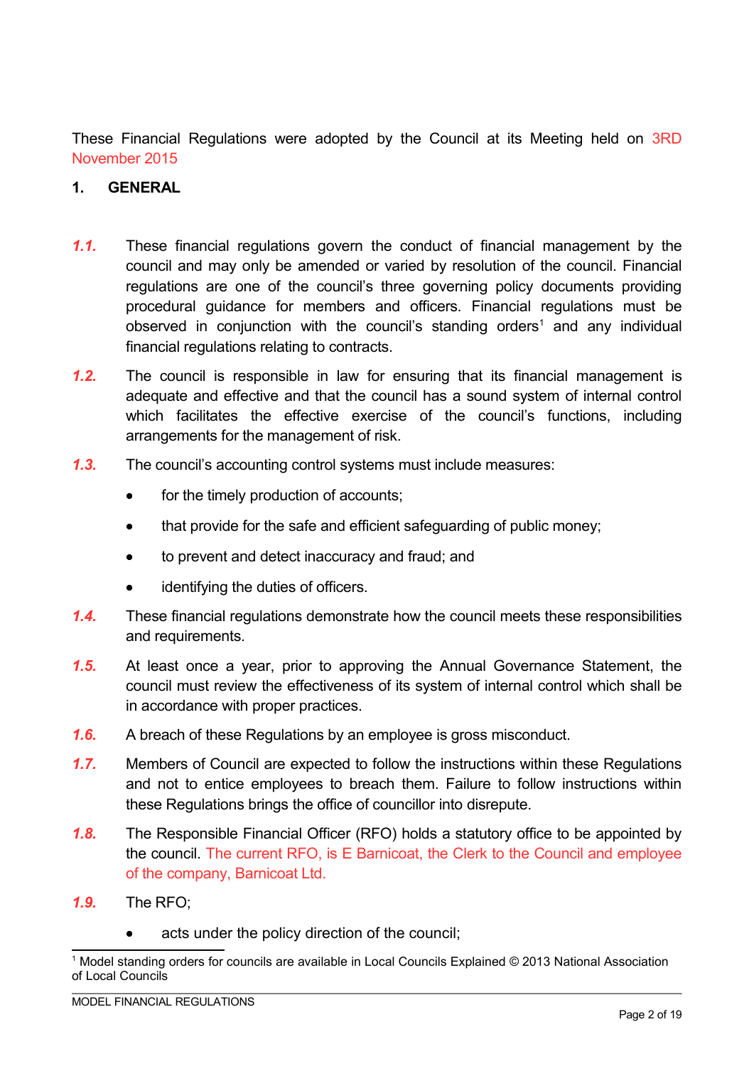These Financial Regulations were adopted by the Council at its Meeting held on 3RD November 2015

## 1. GENERAL

*1.1.* These financial regulations govern the conduct of financial management by the council and may only be amended or varied by resolution of the council. Financial regulations are one of the council's three governing policy documents providing procedural guidance for members and officers. Financial regulations must be observed in conjunction with the council's standing orders[1] and any individual financial regulations relating to contracts.

*1.2.* The council is responsible in law for ensuring that its financial management is adequate and effective and that the council has a sound system of internal control which facilitates the effective exercise of the council's functions, including arrangements for the management of risk.

*1.3.* The council's accounting control systems must include measures:

- for the timely production of accounts;
- that provide for the safe and efficient safeguarding of public money;
- to prevent and detect inaccuracy and fraud; and
- identifying the duties of officers.

*1.4.* These financial regulations demonstrate how the council meets these responsibilities and requirements.

*1.5.* At least once a year, prior to approving the Annual Governance Statement, the council must review the effectiveness of its system of internal control which shall be in accordance with proper practices.

*1.6.* A breach of these Regulations by an employee is gross misconduct.

*1.7.* Members of Council are expected to follow the instructions within these Regulations and not to entice employees to breach them. Failure to follow instructions within these Regulations brings the office of councillor into disrepute.

*1.8.* The Responsible Financial Officer (RFO) holds a statutory office to be appointed by the council. The current RFO, is E Barnicoat, the Clerk to the Council and employee of the company, Barnicoat Ltd.

*1.9.* The RFO;

- acts under the policy direction of the council;

[1] Model standing orders for councils are available in Local Councils Explained © 2013 National Association of Local Councils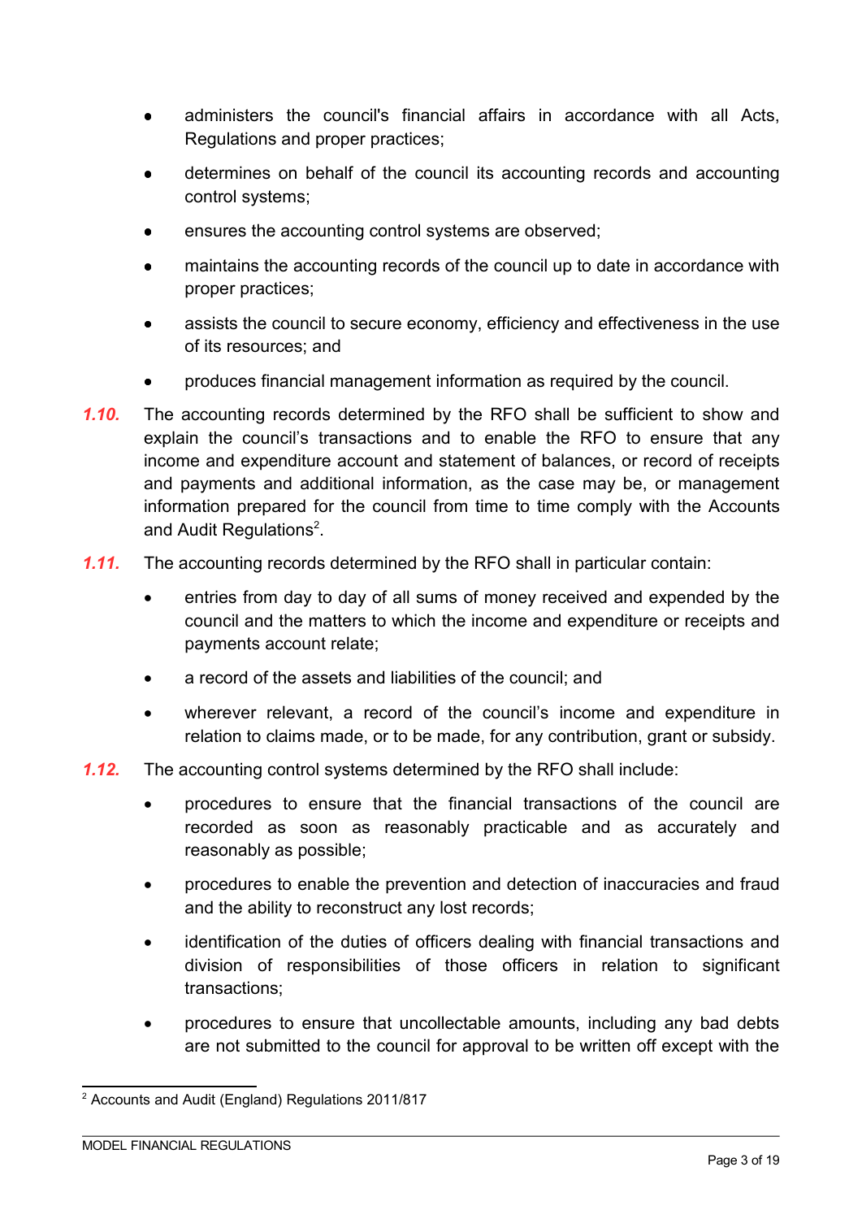- administers the council's financial affairs in accordance with all Acts, Regulations and proper practices;
- determines on behalf of the council its accounting records and accounting control systems;
- ensures the accounting control systems are observed;
- maintains the accounting records of the council up to date in accordance with proper practices;
- assists the council to secure economy, efficiency and effectiveness in the use of its resources; and
- produces financial management information as required by the council.

***1.10.*** The accounting records determined by the RFO shall be sufficient to show and explain the council's transactions and to enable the RFO to ensure that any income and expenditure account and statement of balances, or record of receipts and payments and additional information, as the case may be, or management information prepared for the council from time to time comply with the Accounts and Audit Regulations[2].

***1.11.*** The accounting records determined by the RFO shall in particular contain:

- entries from day to day of all sums of money received and expended by the council and the matters to which the income and expenditure or receipts and payments account relate;
- a record of the assets and liabilities of the council; and
- wherever relevant, a record of the council's income and expenditure in relation to claims made, or to be made, for any contribution, grant or subsidy.

***1.12.*** The accounting control systems determined by the RFO shall include:

- procedures to ensure that the financial transactions of the council are recorded as soon as reasonably practicable and as accurately and reasonably as possible;
- procedures to enable the prevention and detection of inaccuracies and fraud and the ability to reconstruct any lost records;
- identification of the duties of officers dealing with financial transactions and division of responsibilities of those officers in relation to significant transactions;
- procedures to ensure that uncollectable amounts, including any bad debts are not submitted to the council for approval to be written off except with the

---

[2] Accounts and Audit (England) Regulations 2011/817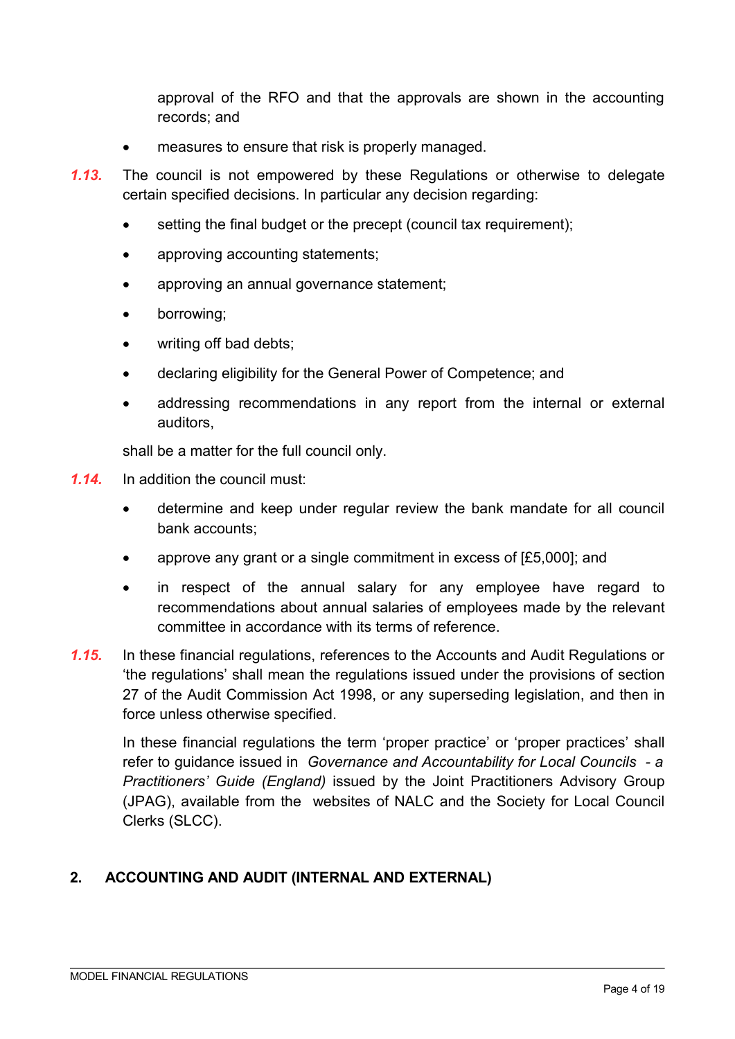approval of the RFO and that the approvals are shown in the accounting records; and

- measures to ensure that risk is properly managed.

***1.13.*** The council is not empowered by these Regulations or otherwise to delegate certain specified decisions. In particular any decision regarding:

- setting the final budget or the precept (council tax requirement);
- approving accounting statements;
- approving an annual governance statement;
- borrowing;
- writing off bad debts;
- declaring eligibility for the General Power of Competence; and
- addressing recommendations in any report from the internal or external auditors,

shall be a matter for the full council only.

***1.14.*** In addition the council must:

- determine and keep under regular review the bank mandate for all council bank accounts;
- approve any grant or a single commitment in excess of [£5,000]; and
- in respect of the annual salary for any employee have regard to recommendations about annual salaries of employees made by the relevant committee in accordance with its terms of reference.

***1.15.*** In these financial regulations, references to the Accounts and Audit Regulations or 'the regulations' shall mean the regulations issued under the provisions of section 27 of the Audit Commission Act 1998, or any superseding legislation, and then in force unless otherwise specified.

In these financial regulations the term 'proper practice' or 'proper practices' shall refer to guidance issued in *Governance and Accountability for Local Councils - a Practitioners' Guide (England)* issued by the Joint Practitioners Advisory Group (JPAG), available from the websites of NALC and the Society for Local Council Clerks (SLCC).

## 2. ACCOUNTING AND AUDIT (INTERNAL AND EXTERNAL)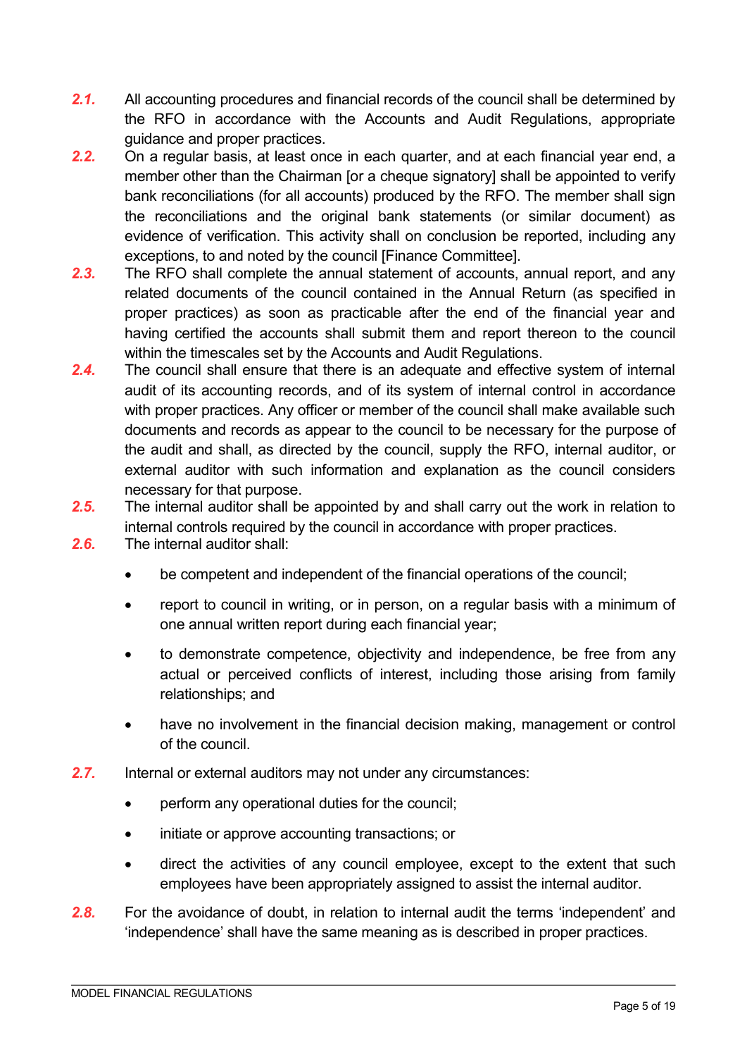*2.1.* All accounting procedures and financial records of the council shall be determined by the RFO in accordance with the Accounts and Audit Regulations, appropriate guidance and proper practices.

*2.2.* On a regular basis, at least once in each quarter, and at each financial year end, a member other than the Chairman [or a cheque signatory] shall be appointed to verify bank reconciliations (for all accounts) produced by the RFO. The member shall sign the reconciliations and the original bank statements (or similar document) as evidence of verification. This activity shall on conclusion be reported, including any exceptions, to and noted by the council [Finance Committee].

*2.3.* The RFO shall complete the annual statement of accounts, annual report, and any related documents of the council contained in the Annual Return (as specified in proper practices) as soon as practicable after the end of the financial year and having certified the accounts shall submit them and report thereon to the council within the timescales set by the Accounts and Audit Regulations.

*2.4.* The council shall ensure that there is an adequate and effective system of internal audit of its accounting records, and of its system of internal control in accordance with proper practices. Any officer or member of the council shall make available such documents and records as appear to the council to be necessary for the purpose of the audit and shall, as directed by the council, supply the RFO, internal auditor, or external auditor with such information and explanation as the council considers necessary for that purpose.

*2.5.* The internal auditor shall be appointed by and shall carry out the work in relation to internal controls required by the council in accordance with proper practices.

*2.6.* The internal auditor shall:

- be competent and independent of the financial operations of the council;
- report to council in writing, or in person, on a regular basis with a minimum of one annual written report during each financial year;
- to demonstrate competence, objectivity and independence, be free from any actual or perceived conflicts of interest, including those arising from family relationships; and
- have no involvement in the financial decision making, management or control of the council.

*2.7.* Internal or external auditors may not under any circumstances:

- perform any operational duties for the council;
- initiate or approve accounting transactions; or
- direct the activities of any council employee, except to the extent that such employees have been appropriately assigned to assist the internal auditor.

*2.8.* For the avoidance of doubt, in relation to internal audit the terms 'independent' and 'independence' shall have the same meaning as is described in proper practices.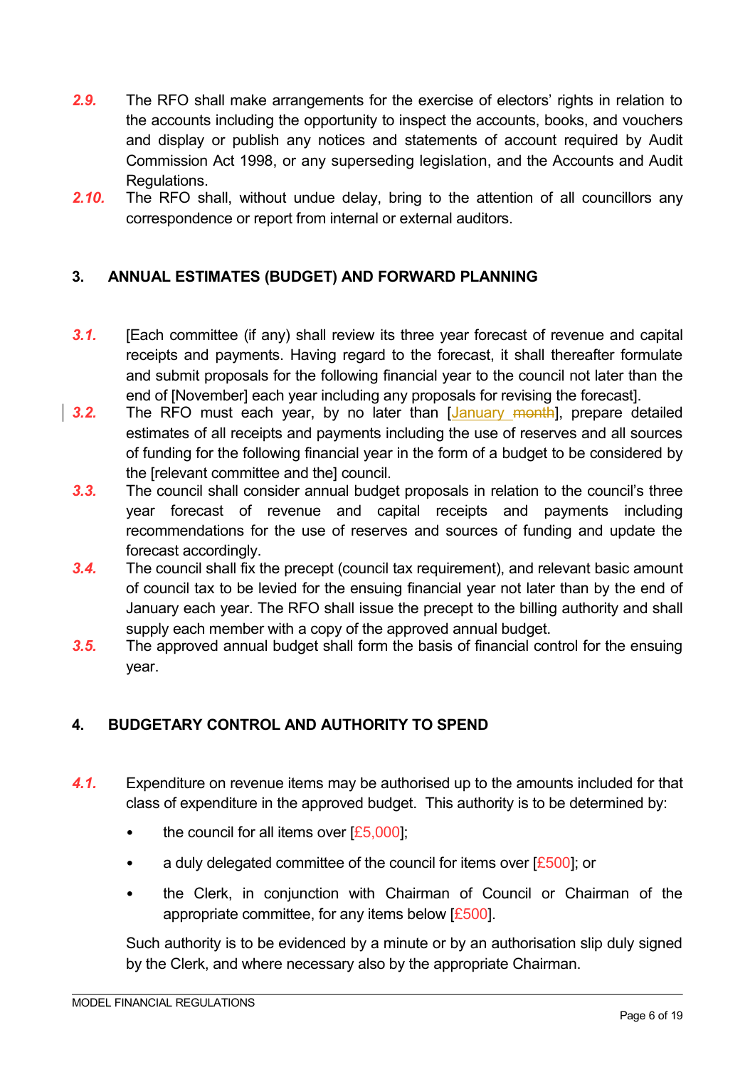**2.9.** The RFO shall make arrangements for the exercise of electors' rights in relation to the accounts including the opportunity to inspect the accounts, books, and vouchers and display or publish any notices and statements of account required by Audit Commission Act 1998, or any superseding legislation, and the Accounts and Audit Regulations.

**2.10.** The RFO shall, without undue delay, bring to the attention of all councillors any correspondence or report from internal or external auditors.

## 3. ANNUAL ESTIMATES (BUDGET) AND FORWARD PLANNING

**3.1.** [Each committee (if any) shall review its three year forecast of revenue and capital receipts and payments. Having regard to the forecast, it shall thereafter formulate and submit proposals for the following financial year to the council not later than the end of [November] each year including any proposals for revising the forecast].

**3.2.** The RFO must each year, by no later than [January ~~month~~], prepare detailed estimates of all receipts and payments including the use of reserves and all sources of funding for the following financial year in the form of a budget to be considered by the [relevant committee and the] council.

**3.3.** The council shall consider annual budget proposals in relation to the council's three year forecast of revenue and capital receipts and payments including recommendations for the use of reserves and sources of funding and update the forecast accordingly.

**3.4.** The council shall fix the precept (council tax requirement), and relevant basic amount of council tax to be levied for the ensuing financial year not later than by the end of January each year. The RFO shall issue the precept to the billing authority and shall supply each member with a copy of the approved annual budget.

**3.5.** The approved annual budget shall form the basis of financial control for the ensuing year.

## 4. BUDGETARY CONTROL AND AUTHORITY TO SPEND

**4.1.** Expenditure on revenue items may be authorised up to the amounts included for that class of expenditure in the approved budget. This authority is to be determined by:

- the council for all items over [£5,000];
- a duly delegated committee of the council for items over [£500]; or
- the Clerk, in conjunction with Chairman of Council or Chairman of the appropriate committee, for any items below [£500].

Such authority is to be evidenced by a minute or by an authorisation slip duly signed by the Clerk, and where necessary also by the appropriate Chairman.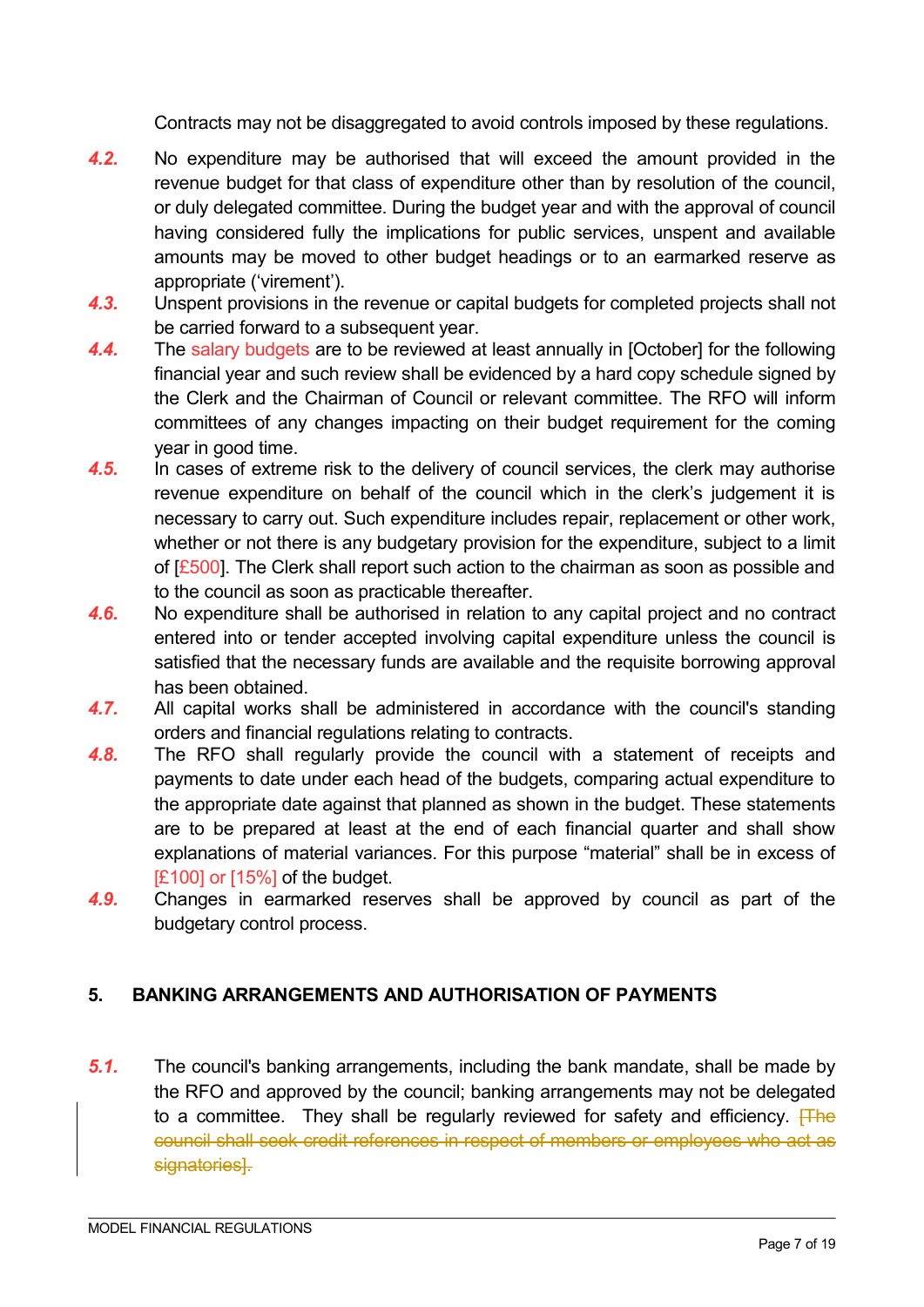Contracts may not be disaggregated to avoid controls imposed by these regulations.

*4.2.* No expenditure may be authorised that will exceed the amount provided in the revenue budget for that class of expenditure other than by resolution of the council, or duly delegated committee. During the budget year and with the approval of council having considered fully the implications for public services, unspent and available amounts may be moved to other budget headings or to an earmarked reserve as appropriate ('virement').

*4.3.* Unspent provisions in the revenue or capital budgets for completed projects shall not be carried forward to a subsequent year.

*4.4.* The salary budgets are to be reviewed at least annually in [October] for the following financial year and such review shall be evidenced by a hard copy schedule signed by the Clerk and the Chairman of Council or relevant committee. The RFO will inform committees of any changes impacting on their budget requirement for the coming year in good time.

*4.5.* In cases of extreme risk to the delivery of council services, the clerk may authorise revenue expenditure on behalf of the council which in the clerk's judgement it is necessary to carry out. Such expenditure includes repair, replacement or other work, whether or not there is any budgetary provision for the expenditure, subject to a limit of [£500]. The Clerk shall report such action to the chairman as soon as possible and to the council as soon as practicable thereafter.

*4.6.* No expenditure shall be authorised in relation to any capital project and no contract entered into or tender accepted involving capital expenditure unless the council is satisfied that the necessary funds are available and the requisite borrowing approval has been obtained.

*4.7.* All capital works shall be administered in accordance with the council's standing orders and financial regulations relating to contracts.

*4.8.* The RFO shall regularly provide the council with a statement of receipts and payments to date under each head of the budgets, comparing actual expenditure to the appropriate date against that planned as shown in the budget. These statements are to be prepared at least at the end of each financial quarter and shall show explanations of material variances. For this purpose "material" shall be in excess of [£100] or [15%] of the budget.

*4.9.* Changes in earmarked reserves shall be approved by council as part of the budgetary control process.

## 5. BANKING ARRANGEMENTS AND AUTHORISATION OF PAYMENTS

*5.1.* The council's banking arrangements, including the bank mandate, shall be made by the RFO and approved by the council; banking arrangements may not be delegated to a committee. They shall be regularly reviewed for safety and efficiency. ~~[The council shall seek credit references in respect of members or employees who act as signatories].~~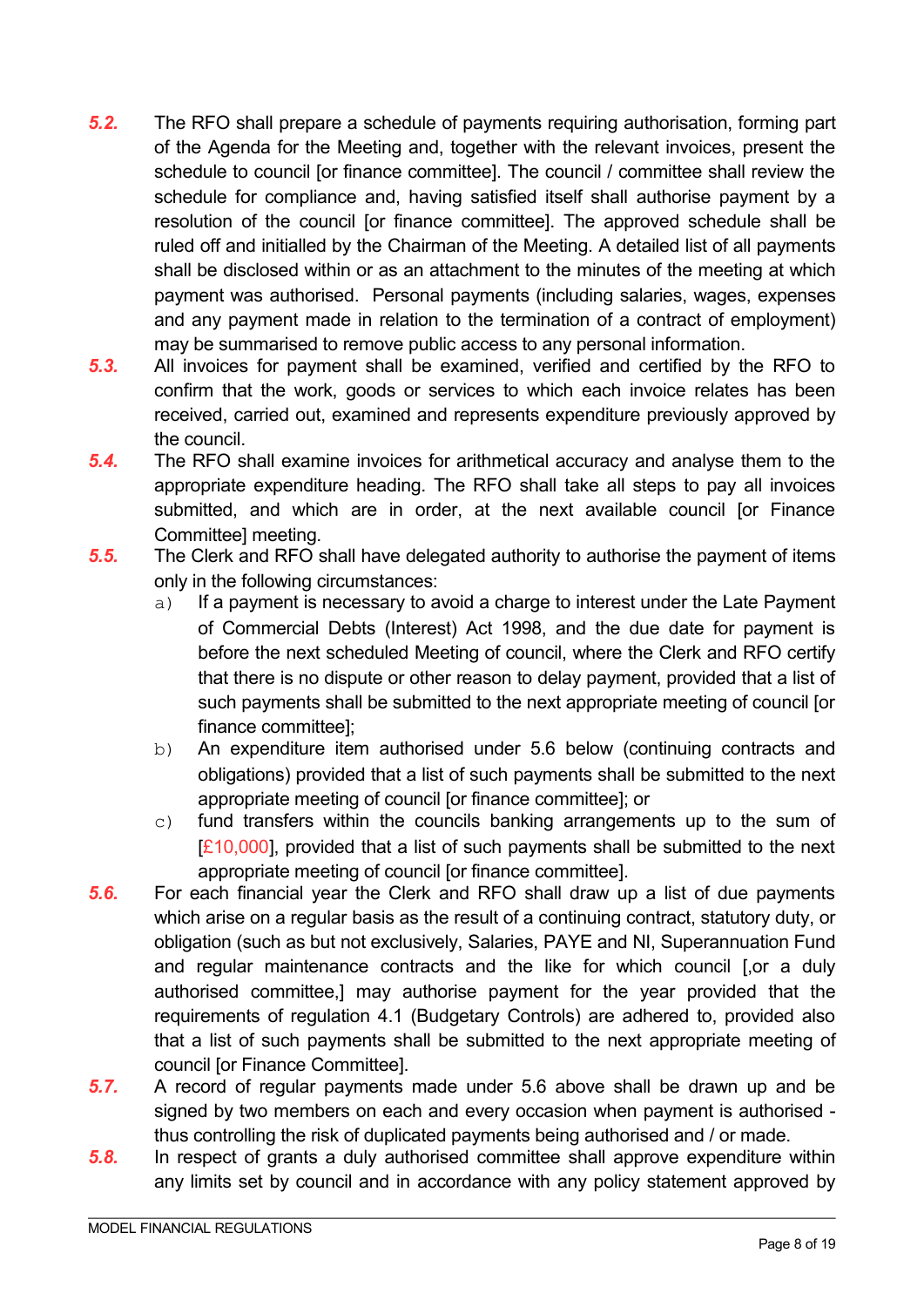***5.2.*** The RFO shall prepare a schedule of payments requiring authorisation, forming part of the Agenda for the Meeting and, together with the relevant invoices, present the schedule to council [or finance committee]. The council / committee shall review the schedule for compliance and, having satisfied itself shall authorise payment by a resolution of the council [or finance committee]. The approved schedule shall be ruled off and initialled by the Chairman of the Meeting. A detailed list of all payments shall be disclosed within or as an attachment to the minutes of the meeting at which payment was authorised. Personal payments (including salaries, wages, expenses and any payment made in relation to the termination of a contract of employment) may be summarised to remove public access to any personal information.

***5.3.*** All invoices for payment shall be examined, verified and certified by the RFO to confirm that the work, goods or services to which each invoice relates has been received, carried out, examined and represents expenditure previously approved by the council.

***5.4.*** The RFO shall examine invoices for arithmetical accuracy and analyse them to the appropriate expenditure heading. The RFO shall take all steps to pay all invoices submitted, and which are in order, at the next available council [or Finance Committee] meeting.

***5.5.*** The Clerk and RFO shall have delegated authority to authorise the payment of items only in the following circumstances:

a) If a payment is necessary to avoid a charge to interest under the Late Payment of Commercial Debts (Interest) Act 1998, and the due date for payment is before the next scheduled Meeting of council, where the Clerk and RFO certify that there is no dispute or other reason to delay payment, provided that a list of such payments shall be submitted to the next appropriate meeting of council [or finance committee];

b) An expenditure item authorised under 5.6 below (continuing contracts and obligations) provided that a list of such payments shall be submitted to the next appropriate meeting of council [or finance committee]; or

c) fund transfers within the councils banking arrangements up to the sum of [£10,000], provided that a list of such payments shall be submitted to the next appropriate meeting of council [or finance committee].

***5.6.*** For each financial year the Clerk and RFO shall draw up a list of due payments which arise on a regular basis as the result of a continuing contract, statutory duty, or obligation (such as but not exclusively, Salaries, PAYE and NI, Superannuation Fund and regular maintenance contracts and the like for which council [,or a duly authorised committee,] may authorise payment for the year provided that the requirements of regulation 4.1 (Budgetary Controls) are adhered to, provided also that a list of such payments shall be submitted to the next appropriate meeting of council [or Finance Committee].

***5.7.*** A record of regular payments made under 5.6 above shall be drawn up and be signed by two members on each and every occasion when payment is authorised - thus controlling the risk of duplicated payments being authorised and / or made.

***5.8.*** In respect of grants a duly authorised committee shall approve expenditure within any limits set by council and in accordance with any policy statement approved by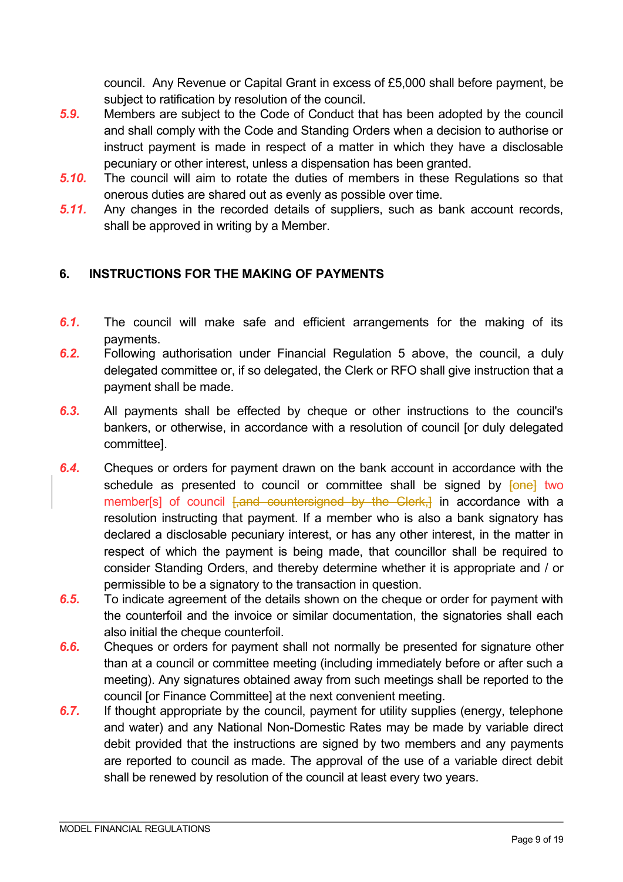council. Any Revenue or Capital Grant in excess of £5,000 shall before payment, be subject to ratification by resolution of the council.

***5.9.*** Members are subject to the Code of Conduct that has been adopted by the council and shall comply with the Code and Standing Orders when a decision to authorise or instruct payment is made in respect of a matter in which they have a disclosable pecuniary or other interest, unless a dispensation has been granted.

***5.10.*** The council will aim to rotate the duties of members in these Regulations so that onerous duties are shared out as evenly as possible over time.

***5.11.*** Any changes in the recorded details of suppliers, such as bank account records, shall be approved in writing by a Member.

## 6. INSTRUCTIONS FOR THE MAKING OF PAYMENTS

***6.1.*** The council will make safe and efficient arrangements for the making of its payments.

***6.2.*** Following authorisation under Financial Regulation 5 above, the council, a duly delegated committee or, if so delegated, the Clerk or RFO shall give instruction that a payment shall be made.

***6.3.*** All payments shall be effected by cheque or other instructions to the council's bankers, or otherwise, in accordance with a resolution of council [or duly delegated committee].

***6.4.*** Cheques or orders for payment drawn on the bank account in accordance with the schedule as presented to council or committee shall be signed by ~~[one]~~ two member[s] of council ~~[,and countersigned by the Clerk,]~~ in accordance with a resolution instructing that payment. If a member who is also a bank signatory has declared a disclosable pecuniary interest, or has any other interest, in the matter in respect of which the payment is being made, that councillor shall be required to consider Standing Orders, and thereby determine whether it is appropriate and / or permissible to be a signatory to the transaction in question.

***6.5.*** To indicate agreement of the details shown on the cheque or order for payment with the counterfoil and the invoice or similar documentation, the signatories shall each also initial the cheque counterfoil.

***6.6.*** Cheques or orders for payment shall not normally be presented for signature other than at a council or committee meeting (including immediately before or after such a meeting). Any signatures obtained away from such meetings shall be reported to the council [or Finance Committee] at the next convenient meeting.

***6.7.*** If thought appropriate by the council, payment for utility supplies (energy, telephone and water) and any National Non-Domestic Rates may be made by variable direct debit provided that the instructions are signed by two members and any payments are reported to council as made. The approval of the use of a variable direct debit shall be renewed by resolution of the council at least every two years.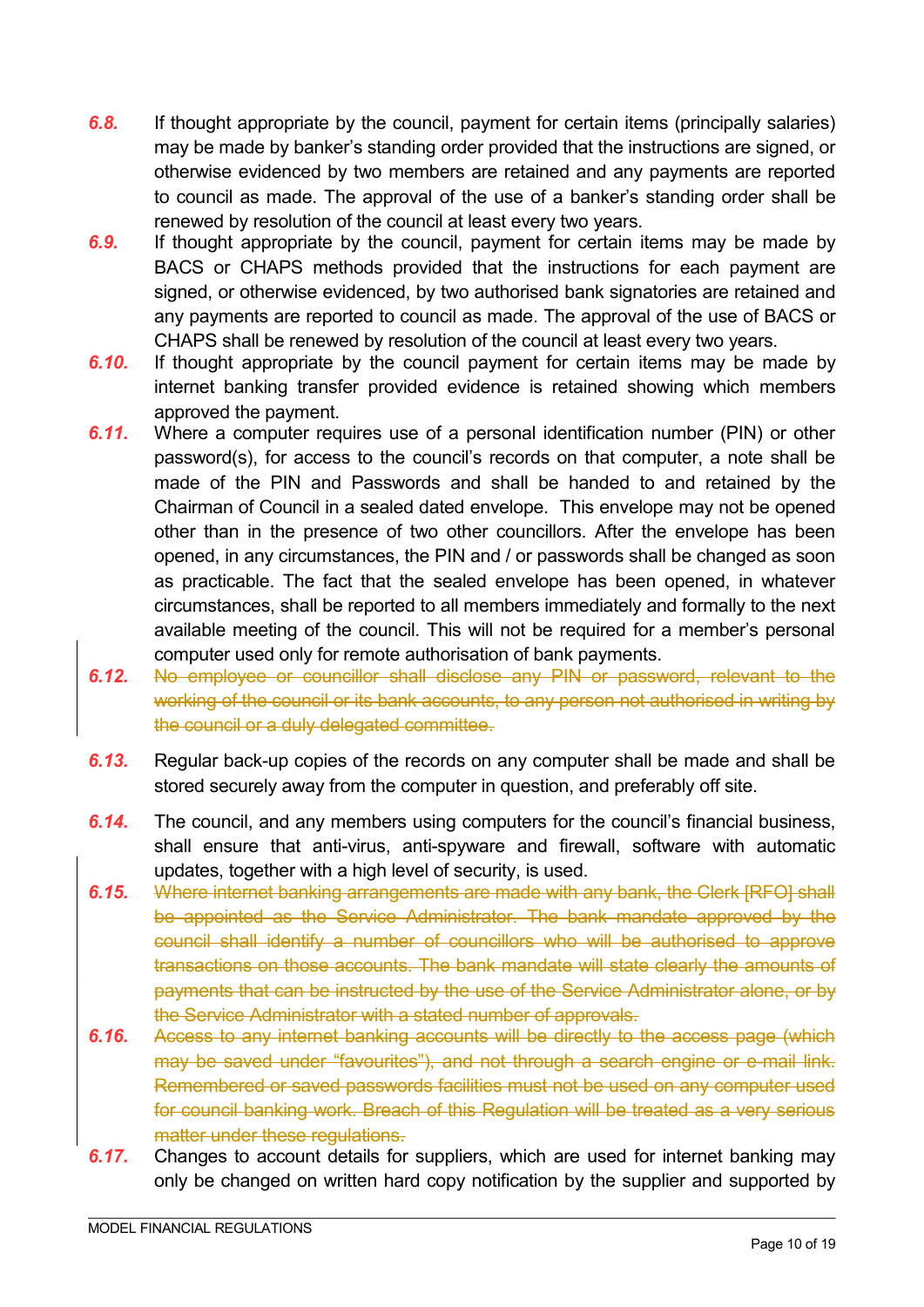*6.8.* If thought appropriate by the council, payment for certain items (principally salaries) may be made by banker's standing order provided that the instructions are signed, or otherwise evidenced by two members are retained and any payments are reported to council as made. The approval of the use of a banker's standing order shall be renewed by resolution of the council at least every two years.

*6.9.* If thought appropriate by the council, payment for certain items may be made by BACS or CHAPS methods provided that the instructions for each payment are signed, or otherwise evidenced, by two authorised bank signatories are retained and any payments are reported to council as made. The approval of the use of BACS or CHAPS shall be renewed by resolution of the council at least every two years.

*6.10.* If thought appropriate by the council payment for certain items may be made by internet banking transfer provided evidence is retained showing which members approved the payment.

*6.11.* Where a computer requires use of a personal identification number (PIN) or other password(s), for access to the council's records on that computer, a note shall be made of the PIN and Passwords and shall be handed to and retained by the Chairman of Council in a sealed dated envelope. This envelope may not be opened other than in the presence of two other councillors. After the envelope has been opened, in any circumstances, the PIN and / or passwords shall be changed as soon as practicable. The fact that the sealed envelope has been opened, in whatever circumstances, shall be reported to all members immediately and formally to the next available meeting of the council. This will not be required for a member's personal computer used only for remote authorisation of bank payments.

*6.12.* ~~No employee or councillor shall disclose any PIN or password, relevant to the working of the council or its bank accounts, to any person not authorised in writing by the council or a duly delegated committee.~~

*6.13.* Regular back-up copies of the records on any computer shall be made and shall be stored securely away from the computer in question, and preferably off site.

*6.14.* The council, and any members using computers for the council's financial business, shall ensure that anti-virus, anti-spyware and firewall, software with automatic updates, together with a high level of security, is used.

*6.15.* ~~Where internet banking arrangements are made with any bank, the Clerk [RFO] shall be appointed as the Service Administrator. The bank mandate approved by the council shall identify a number of councillors who will be authorised to approve transactions on those accounts. The bank mandate will state clearly the amounts of payments that can be instructed by the use of the Service Administrator alone, or by the Service Administrator with a stated number of approvals.~~

*6.16.* ~~Access to any internet banking accounts will be directly to the access page (which may be saved under "favourites"), and not through a search engine or e-mail link. Remembered or saved passwords facilities must not be used on any computer used for council banking work. Breach of this Regulation will be treated as a very serious matter under these regulations.~~

*6.17.* Changes to account details for suppliers, which are used for internet banking may only be changed on written hard copy notification by the supplier and supported by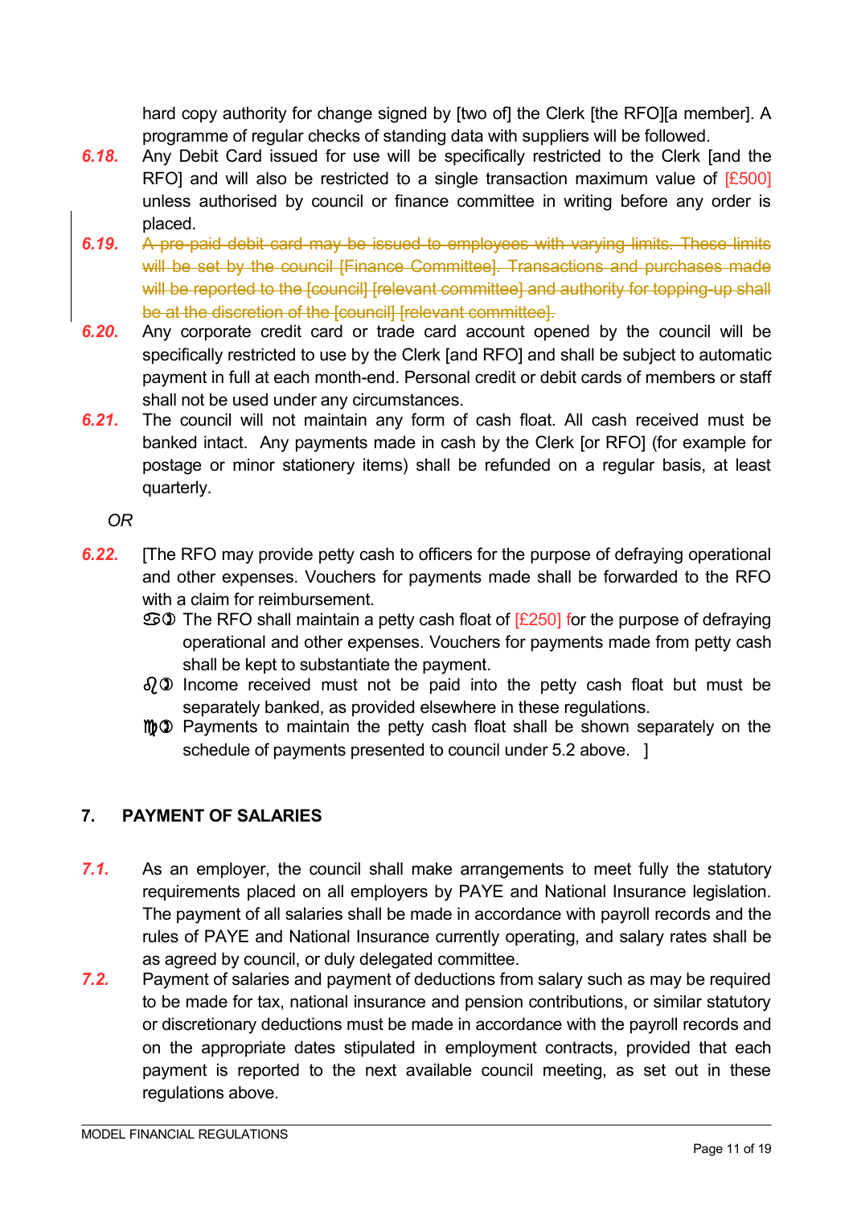hard copy authority for change signed by [two of] the Clerk [the RFO][a member]. A programme of regular checks of standing data with suppliers will be followed.

***6.18.*** Any Debit Card issued for use will be specifically restricted to the Clerk [and the RFO] and will also be restricted to a single transaction maximum value of [£500] unless authorised by council or finance committee in writing before any order is placed.

***6.19.*** ~~A pre-paid debit card may be issued to employees with varying limits. These limits will be set by the council [Finance Committee]. Transactions and purchases made will be reported to the [council] [relevant committee] and authority for topping-up shall be at the discretion of the [council] [relevant committee].~~

***6.20.*** Any corporate credit card or trade card account opened by the council will be specifically restricted to use by the Clerk [and RFO] and shall be subject to automatic payment in full at each month-end. Personal credit or debit cards of members or staff shall not be used under any circumstances.

***6.21.*** The council will not maintain any form of cash float. All cash received must be banked intact. Any payments made in cash by the Clerk [or RFO] (for example for postage or minor stationery items) shall be refunded on a regular basis, at least quarterly.

*OR*

***6.22.*** [The RFO may provide petty cash to officers for the purpose of defraying operational and other expenses. Vouchers for payments made shall be forwarded to the RFO with a claim for reimbursement.

- ♋) The RFO shall maintain a petty cash float of [£250] for the purpose of defraying operational and other expenses. Vouchers for payments made from petty cash shall be kept to substantiate the payment.
- ♌) Income received must not be paid into the petty cash float but must be separately banked, as provided elsewhere in these regulations.
- ♍) Payments to maintain the petty cash float shall be shown separately on the schedule of payments presented to council under 5.2 above. ]

## 7. PAYMENT OF SALARIES

***7.1.*** As an employer, the council shall make arrangements to meet fully the statutory requirements placed on all employers by PAYE and National Insurance legislation. The payment of all salaries shall be made in accordance with payroll records and the rules of PAYE and National Insurance currently operating, and salary rates shall be as agreed by council, or duly delegated committee.

***7.2.*** Payment of salaries and payment of deductions from salary such as may be required to be made for tax, national insurance and pension contributions, or similar statutory or discretionary deductions must be made in accordance with the payroll records and on the appropriate dates stipulated in employment contracts, provided that each payment is reported to the next available council meeting, as set out in these regulations above.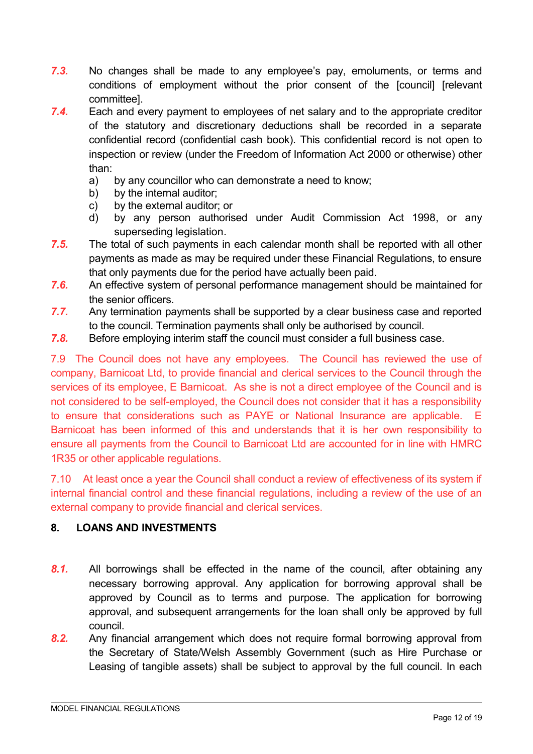*7.3.* No changes shall be made to any employee's pay, emoluments, or terms and conditions of employment without the prior consent of the [council] [relevant committee].

*7.4.* Each and every payment to employees of net salary and to the appropriate creditor of the statutory and discretionary deductions shall be recorded in a separate confidential record (confidential cash book). This confidential record is not open to inspection or review (under the Freedom of Information Act 2000 or otherwise) other than:

a) by any councillor who can demonstrate a need to know;
b) by the internal auditor;
c) by the external auditor; or
d) by any person authorised under Audit Commission Act 1998, or any superseding legislation.

*7.5.* The total of such payments in each calendar month shall be reported with all other payments as made as may be required under these Financial Regulations, to ensure that only payments due for the period have actually been paid.

*7.6.* An effective system of personal performance management should be maintained for the senior officers.

*7.7.* Any termination payments shall be supported by a clear business case and reported to the council. Termination payments shall only be authorised by council.

*7.8.* Before employing interim staff the council must consider a full business case.

7.9 The Council does not have any employees. The Council has reviewed the use of company, Barnicoat Ltd, to provide financial and clerical services to the Council through the services of its employee, E Barnicoat. As she is not a direct employee of the Council and is not considered to be self-employed, the Council does not consider that it has a responsibility to ensure that considerations such as PAYE or National Insurance are applicable. E Barnicoat has been informed of this and understands that it is her own responsibility to ensure all payments from the Council to Barnicoat Ltd are accounted for in line with HMRC 1R35 or other applicable regulations.

7.10 At least once a year the Council shall conduct a review of effectiveness of its system if internal financial control and these financial regulations, including a review of the use of an external company to provide financial and clerical services.

## 8. LOANS AND INVESTMENTS

*8.1.* All borrowings shall be effected in the name of the council, after obtaining any necessary borrowing approval. Any application for borrowing approval shall be approved by Council as to terms and purpose. The application for borrowing approval, and subsequent arrangements for the loan shall only be approved by full council.

*8.2.* Any financial arrangement which does not require formal borrowing approval from the Secretary of State/Welsh Assembly Government (such as Hire Purchase or Leasing of tangible assets) shall be subject to approval by the full council. In each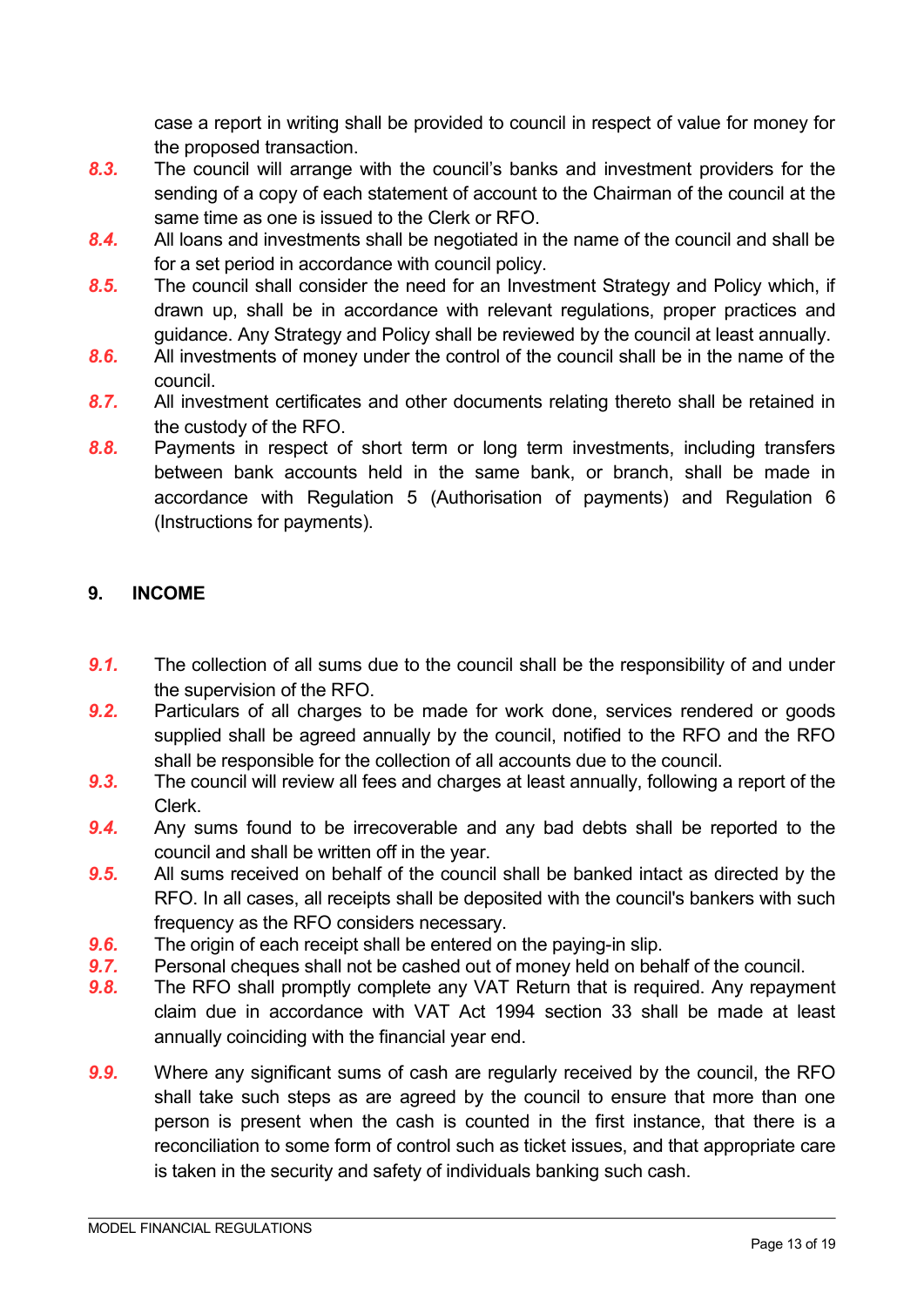case a report in writing shall be provided to council in respect of value for money for the proposed transaction.

***8.3.*** The council will arrange with the council's banks and investment providers for the sending of a copy of each statement of account to the Chairman of the council at the same time as one is issued to the Clerk or RFO.

***8.4.*** All loans and investments shall be negotiated in the name of the council and shall be for a set period in accordance with council policy.

***8.5.*** The council shall consider the need for an Investment Strategy and Policy which, if drawn up, shall be in accordance with relevant regulations, proper practices and guidance. Any Strategy and Policy shall be reviewed by the council at least annually.

***8.6.*** All investments of money under the control of the council shall be in the name of the council.

***8.7.*** All investment certificates and other documents relating thereto shall be retained in the custody of the RFO.

***8.8.*** Payments in respect of short term or long term investments, including transfers between bank accounts held in the same bank, or branch, shall be made in accordance with Regulation 5 (Authorisation of payments) and Regulation 6 (Instructions for payments).

## 9. INCOME

***9.1.*** The collection of all sums due to the council shall be the responsibility of and under the supervision of the RFO.

***9.2.*** Particulars of all charges to be made for work done, services rendered or goods supplied shall be agreed annually by the council, notified to the RFO and the RFO shall be responsible for the collection of all accounts due to the council.

***9.3.*** The council will review all fees and charges at least annually, following a report of the Clerk.

***9.4.*** Any sums found to be irrecoverable and any bad debts shall be reported to the council and shall be written off in the year.

***9.5.*** All sums received on behalf of the council shall be banked intact as directed by the RFO. In all cases, all receipts shall be deposited with the council's bankers with such frequency as the RFO considers necessary.

***9.6.*** The origin of each receipt shall be entered on the paying-in slip.

***9.7.*** Personal cheques shall not be cashed out of money held on behalf of the council.

***9.8.*** The RFO shall promptly complete any VAT Return that is required. Any repayment claim due in accordance with VAT Act 1994 section 33 shall be made at least annually coinciding with the financial year end.

***9.9.*** Where any significant sums of cash are regularly received by the council, the RFO shall take such steps as are agreed by the council to ensure that more than one person is present when the cash is counted in the first instance, that there is a reconciliation to some form of control such as ticket issues, and that appropriate care is taken in the security and safety of individuals banking such cash.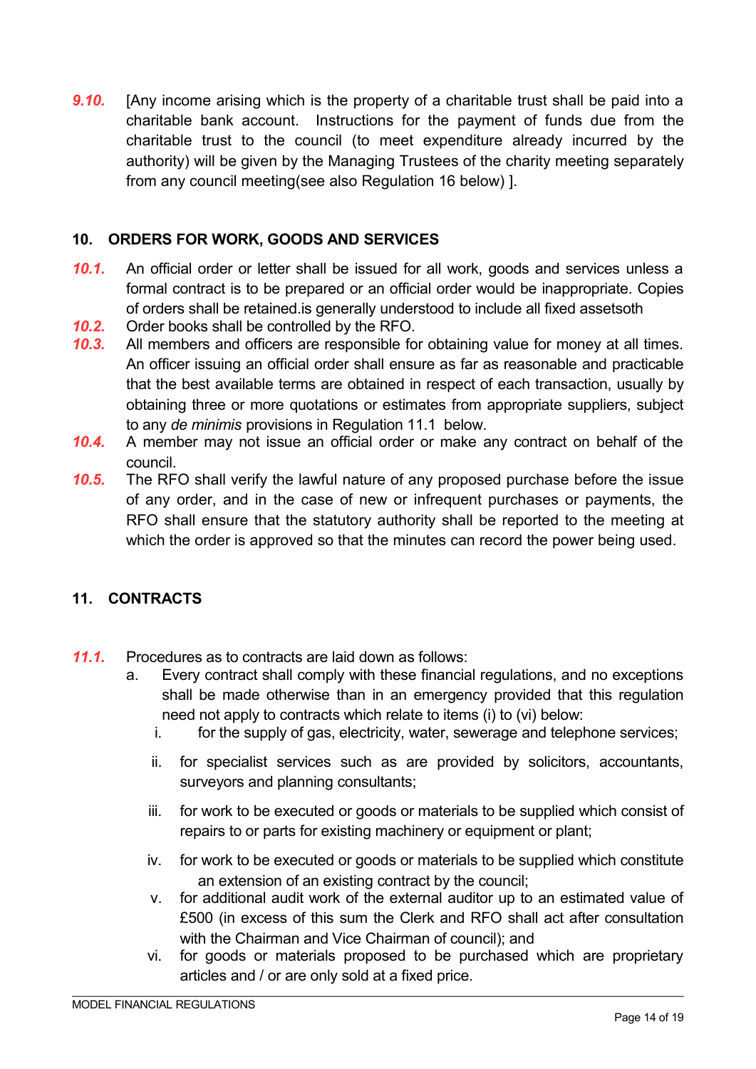**9.10.** [Any income arising which is the property of a charitable trust shall be paid into a charitable bank account. Instructions for the payment of funds due from the charitable trust to the council (to meet expenditure already incurred by the authority) will be given by the Managing Trustees of the charity meeting separately from any council meeting(see also Regulation 16 below) ].

## 10. ORDERS FOR WORK, GOODS AND SERVICES

**10.1.** An official order or letter shall be issued for all work, goods and services unless a formal contract is to be prepared or an official order would be inappropriate. Copies of orders shall be retained.is generally understood to include all fixed assetsoth

**10.2.** Order books shall be controlled by the RFO.

**10.3.** All members and officers are responsible for obtaining value for money at all times. An officer issuing an official order shall ensure as far as reasonable and practicable that the best available terms are obtained in respect of each transaction, usually by obtaining three or more quotations or estimates from appropriate suppliers, subject to any *de minimis* provisions in Regulation 11.1 below.

**10.4.** A member may not issue an official order or make any contract on behalf of the council.

**10.5.** The RFO shall verify the lawful nature of any proposed purchase before the issue of any order, and in the case of new or infrequent purchases or payments, the RFO shall ensure that the statutory authority shall be reported to the meeting at which the order is approved so that the minutes can record the power being used.

## 11. CONTRACTS

**11.1.** Procedures as to contracts are laid down as follows:

a. Every contract shall comply with these financial regulations, and no exceptions shall be made otherwise than in an emergency provided that this regulation need not apply to contracts which relate to items (i) to (vi) below:

   i. for the supply of gas, electricity, water, sewerage and telephone services;

   ii. for specialist services such as are provided by solicitors, accountants, surveyors and planning consultants;

   iii. for work to be executed or goods or materials to be supplied which consist of repairs to or parts for existing machinery or equipment or plant;

   iv. for work to be executed or goods or materials to be supplied which constitute an extension of an existing contract by the council;

   v. for additional audit work of the external auditor up to an estimated value of £500 (in excess of this sum the Clerk and RFO shall act after consultation with the Chairman and Vice Chairman of council); and

   vi. for goods or materials proposed to be purchased which are proprietary articles and / or are only sold at a fixed price.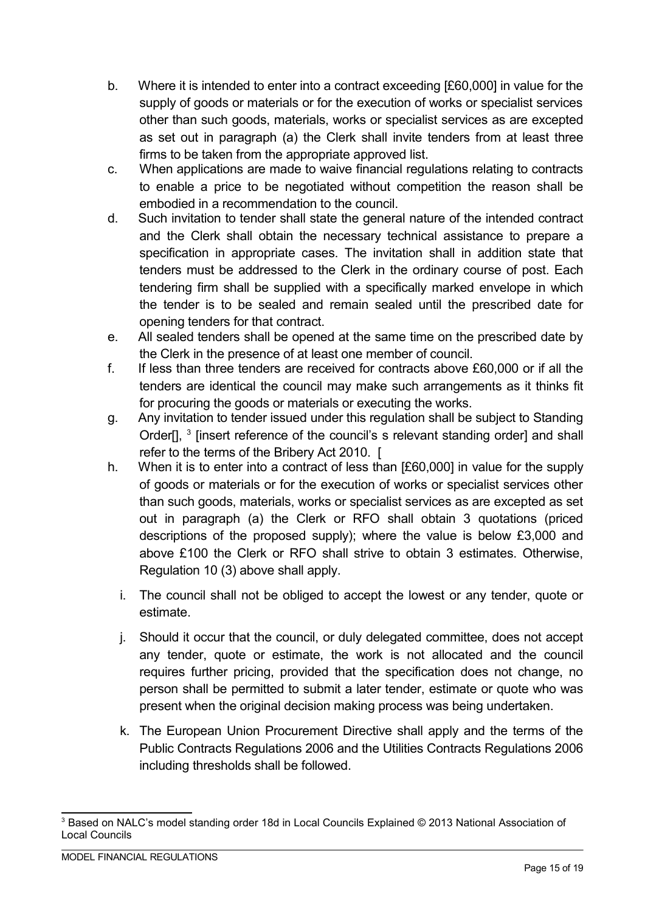b. Where it is intended to enter into a contract exceeding [£60,000] in value for the supply of goods or materials or for the execution of works or specialist services other than such goods, materials, works or specialist services as are excepted as set out in paragraph (a) the Clerk shall invite tenders from at least three firms to be taken from the appropriate approved list.

c. When applications are made to waive financial regulations relating to contracts to enable a price to be negotiated without competition the reason shall be embodied in a recommendation to the council.

d. Such invitation to tender shall state the general nature of the intended contract and the Clerk shall obtain the necessary technical assistance to prepare a specification in appropriate cases. The invitation shall in addition state that tenders must be addressed to the Clerk in the ordinary course of post. Each tendering firm shall be supplied with a specifically marked envelope in which the tender is to be sealed and remain sealed until the prescribed date for opening tenders for that contract.

e. All sealed tenders shall be opened at the same time on the prescribed date by the Clerk in the presence of at least one member of council.

f. If less than three tenders are received for contracts above £60,000 or if all the tenders are identical the council may make such arrangements as it thinks fit for procuring the goods or materials or executing the works.

g. Any invitation to tender issued under this regulation shall be subject to Standing Order[], [3] [insert reference of the council's s relevant standing order] and shall refer to the terms of the Bribery Act 2010. [

h. When it is to enter into a contract of less than [£60,000] in value for the supply of goods or materials or for the execution of works or specialist services other than such goods, materials, works or specialist services as are excepted as set out in paragraph (a) the Clerk or RFO shall obtain 3 quotations (priced descriptions of the proposed supply); where the value is below £3,000 and above £100 the Clerk or RFO shall strive to obtain 3 estimates. Otherwise, Regulation 10 (3) above shall apply.

i. The council shall not be obliged to accept the lowest or any tender, quote or estimate.

j. Should it occur that the council, or duly delegated committee, does not accept any tender, quote or estimate, the work is not allocated and the council requires further pricing, provided that the specification does not change, no person shall be permitted to submit a later tender, estimate or quote who was present when the original decision making process was being undertaken.

k. The European Union Procurement Directive shall apply and the terms of the Public Contracts Regulations 2006 and the Utilities Contracts Regulations 2006 including thresholds shall be followed.

[3] Based on NALC's model standing order 18d in Local Councils Explained © 2013 National Association of Local Councils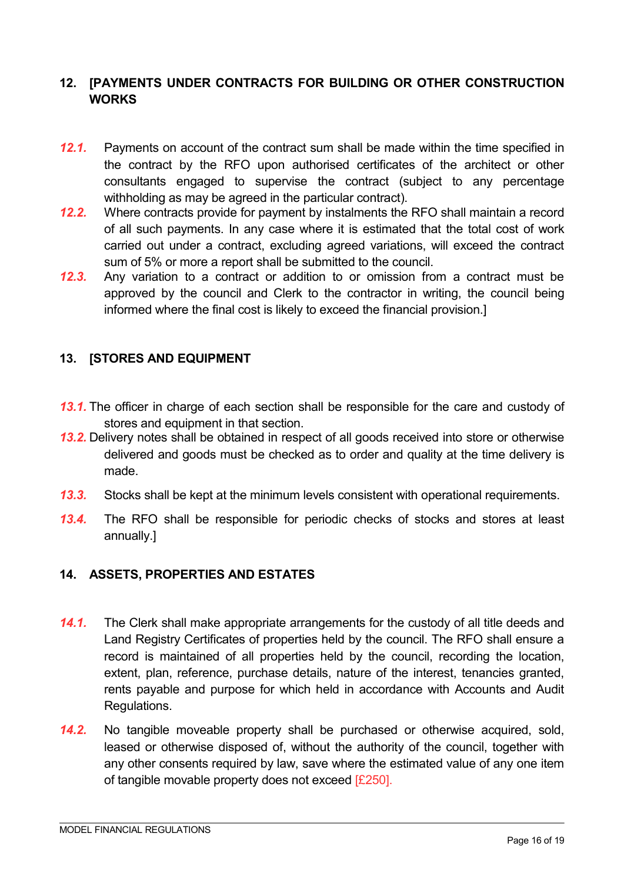## 12. [PAYMENTS UNDER CONTRACTS FOR BUILDING OR OTHER CONSTRUCTION WORKS

*12.1.* Payments on account of the contract sum shall be made within the time specified in the contract by the RFO upon authorised certificates of the architect or other consultants engaged to supervise the contract (subject to any percentage withholding as may be agreed in the particular contract).

*12.2.* Where contracts provide for payment by instalments the RFO shall maintain a record of all such payments. In any case where it is estimated that the total cost of work carried out under a contract, excluding agreed variations, will exceed the contract sum of 5% or more a report shall be submitted to the council.

*12.3.* Any variation to a contract or addition to or omission from a contract must be approved by the council and Clerk to the contractor in writing, the council being informed where the final cost is likely to exceed the financial provision.]

## 13. [STORES AND EQUIPMENT

*13.1.* The officer in charge of each section shall be responsible for the care and custody of stores and equipment in that section.

*13.2.* Delivery notes shall be obtained in respect of all goods received into store or otherwise delivered and goods must be checked as to order and quality at the time delivery is made.

*13.3.* Stocks shall be kept at the minimum levels consistent with operational requirements.

*13.4.* The RFO shall be responsible for periodic checks of stocks and stores at least annually.]

## 14. ASSETS, PROPERTIES AND ESTATES

*14.1.* The Clerk shall make appropriate arrangements for the custody of all title deeds and Land Registry Certificates of properties held by the council. The RFO shall ensure a record is maintained of all properties held by the council, recording the location, extent, plan, reference, purchase details, nature of the interest, tenancies granted, rents payable and purpose for which held in accordance with Accounts and Audit Regulations.

*14.2.* No tangible moveable property shall be purchased or otherwise acquired, sold, leased or otherwise disposed of, without the authority of the council, together with any other consents required by law, save where the estimated value of any one item of tangible movable property does not exceed [£250].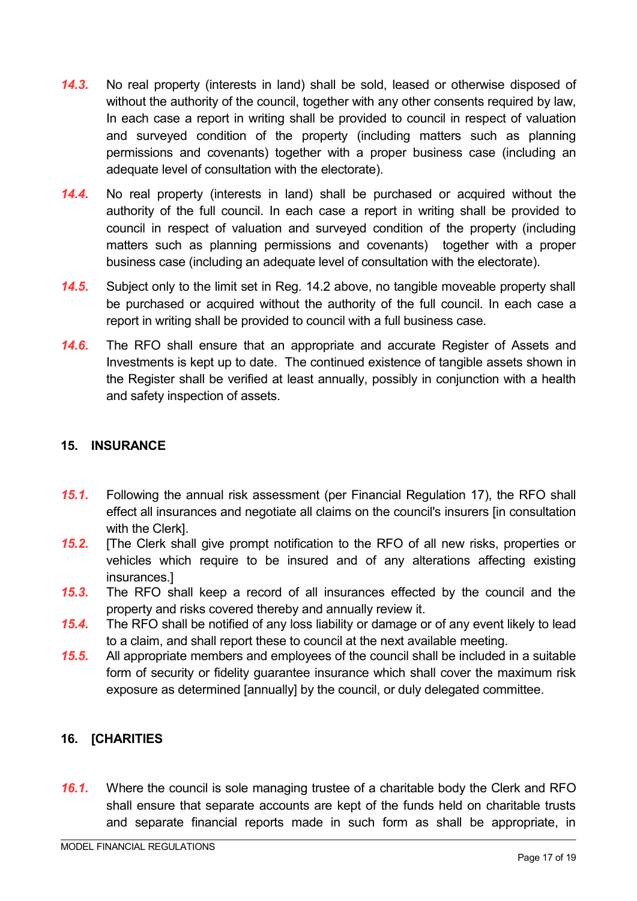*14.3.* No real property (interests in land) shall be sold, leased or otherwise disposed of without the authority of the council, together with any other consents required by law, In each case a report in writing shall be provided to council in respect of valuation and surveyed condition of the property (including matters such as planning permissions and covenants) together with a proper business case (including an adequate level of consultation with the electorate).

*14.4.* No real property (interests in land) shall be purchased or acquired without the authority of the full council. In each case a report in writing shall be provided to council in respect of valuation and surveyed condition of the property (including matters such as planning permissions and covenants) together with a proper business case (including an adequate level of consultation with the electorate).

*14.5.* Subject only to the limit set in Reg. 14.2 above, no tangible moveable property shall be purchased or acquired without the authority of the full council. In each case a report in writing shall be provided to council with a full business case.

*14.6.* The RFO shall ensure that an appropriate and accurate Register of Assets and Investments is kept up to date. The continued existence of tangible assets shown in the Register shall be verified at least annually, possibly in conjunction with a health and safety inspection of assets.

## 15. INSURANCE

*15.1.* Following the annual risk assessment (per Financial Regulation 17), the RFO shall effect all insurances and negotiate all claims on the council's insurers [in consultation with the Clerk].

*15.2.* [The Clerk shall give prompt notification to the RFO of all new risks, properties or vehicles which require to be insured and of any alterations affecting existing insurances.]

*15.3.* The RFO shall keep a record of all insurances effected by the council and the property and risks covered thereby and annually review it.

*15.4.* The RFO shall be notified of any loss liability or damage or of any event likely to lead to a claim, and shall report these to council at the next available meeting.

*15.5.* All appropriate members and employees of the council shall be included in a suitable form of security or fidelity guarantee insurance which shall cover the maximum risk exposure as determined [annually] by the council, or duly delegated committee.

## 16. [CHARITIES

*16.1.* Where the council is sole managing trustee of a charitable body the Clerk and RFO shall ensure that separate accounts are kept of the funds held on charitable trusts and separate financial reports made in such form as shall be appropriate, in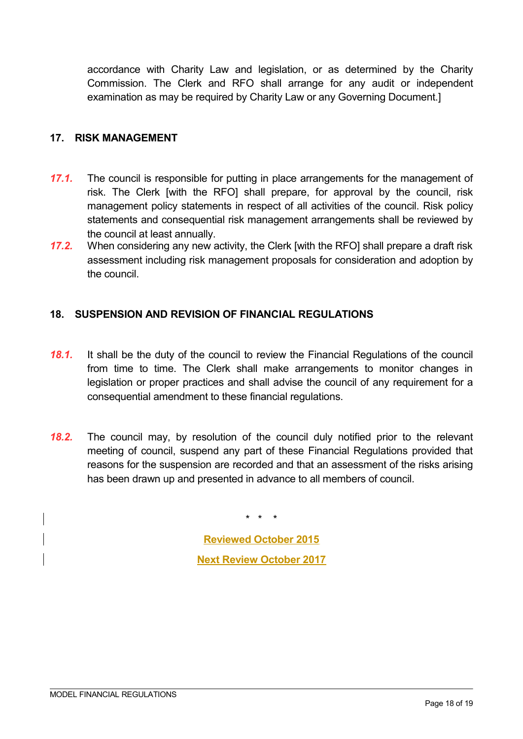accordance with Charity Law and legislation, or as determined by the Charity Commission. The Clerk and RFO shall arrange for any audit or independent examination as may be required by Charity Law or any Governing Document.]

## 17. RISK MANAGEMENT

*17.1.* The council is responsible for putting in place arrangements for the management of risk. The Clerk [with the RFO] shall prepare, for approval by the council, risk management policy statements in respect of all activities of the council. Risk policy statements and consequential risk management arrangements shall be reviewed by the council at least annually.

*17.2.* When considering any new activity, the Clerk [with the RFO] shall prepare a draft risk assessment including risk management proposals for consideration and adoption by the council.

## 18. SUSPENSION AND REVISION OF FINANCIAL REGULATIONS

*18.1.* It shall be the duty of the council to review the Financial Regulations of the council from time to time. The Clerk shall make arrangements to monitor changes in legislation or proper practices and shall advise the council of any requirement for a consequential amendment to these financial regulations.

*18.2.* The council may, by resolution of the council duly notified prior to the relevant meeting of council, suspend any part of these Financial Regulations provided that reasons for the suspension are recorded and that an assessment of the risks arising has been drawn up and presented in advance to all members of council.

\* \* \*

**Reviewed October 2015**

**Next Review October 2017**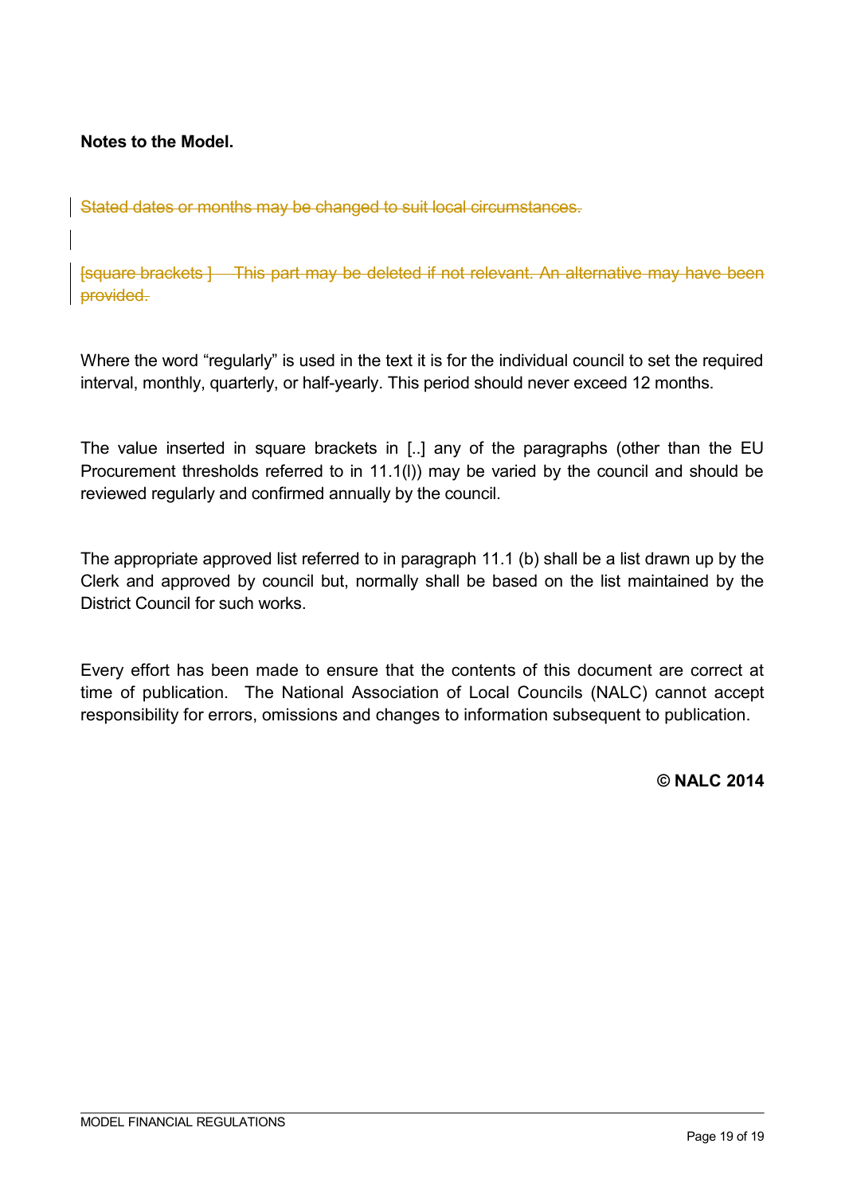**Notes to the Model.**

~~Stated dates or months may be changed to suit local circumstances.~~

~~[square brackets ] – This part may be deleted if not relevant. An alternative may have been provided.~~

Where the word "regularly" is used in the text it is for the individual council to set the required interval, monthly, quarterly, or half-yearly. This period should never exceed 12 months.

The value inserted in square brackets in [..] any of the paragraphs (other than the EU Procurement thresholds referred to in 11.1(l)) may be varied by the council and should be reviewed regularly and confirmed annually by the council.

The appropriate approved list referred to in paragraph 11.1 (b) shall be a list drawn up by the Clerk and approved by council but, normally shall be based on the list maintained by the District Council for such works.

Every effort has been made to ensure that the contents of this document are correct at time of publication. The National Association of Local Councils (NALC) cannot accept responsibility for errors, omissions and changes to information subsequent to publication.

**© NALC 2014**